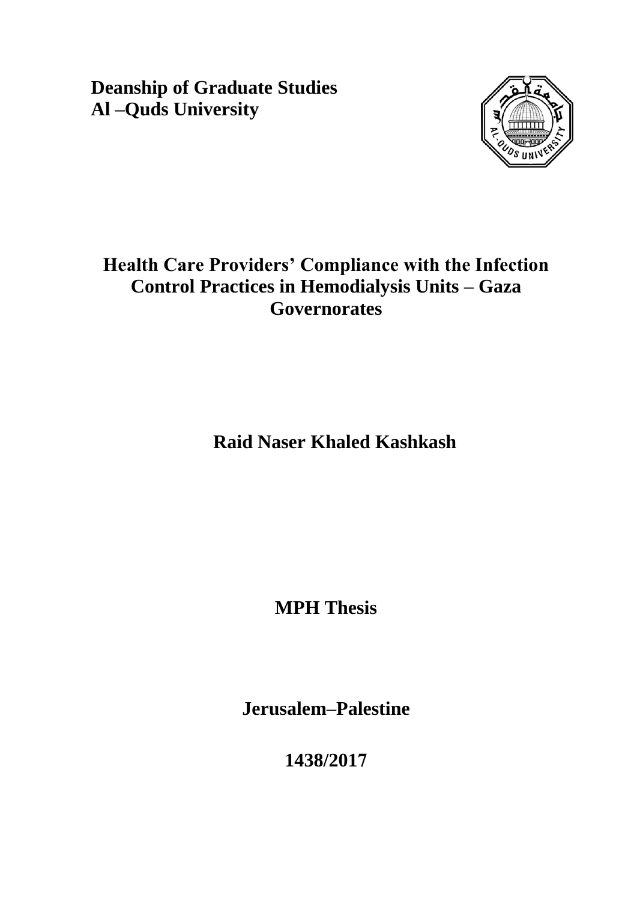**Deanship of Graduate Studies**
**Al –Quds University**

# Health Care Providers' Compliance with the Infection Control Practices in Hemodialysis Units – Gaza Governorates

**Raid Naser Khaled Kashkash**

**MPH Thesis**

**Jerusalem–Palestine**

**1438/2017**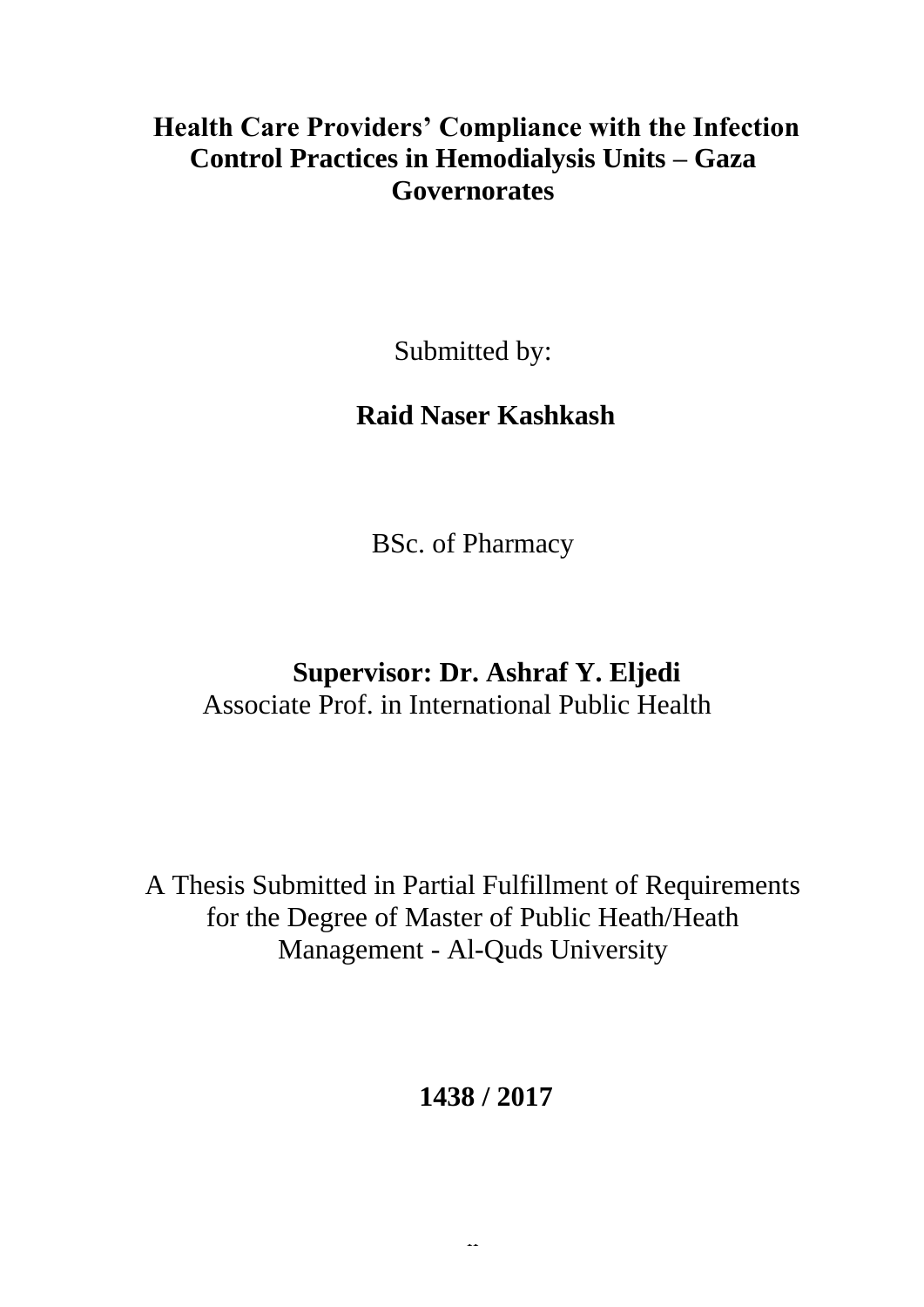# Health Care Providers' Compliance with the Infection Control Practices in Hemodialysis Units – Gaza Governorates

Submitted by:

**Raid Naser Kashkash**

BSc. of Pharmacy

**Supervisor: Dr. Ashraf Y. Eljedi**
Associate Prof. in International Public Health

A Thesis Submitted in Partial Fulfillment of Requirements for the Degree of Master of Public Heath/Heath Management - Al-Quds University

**1438 / 2017**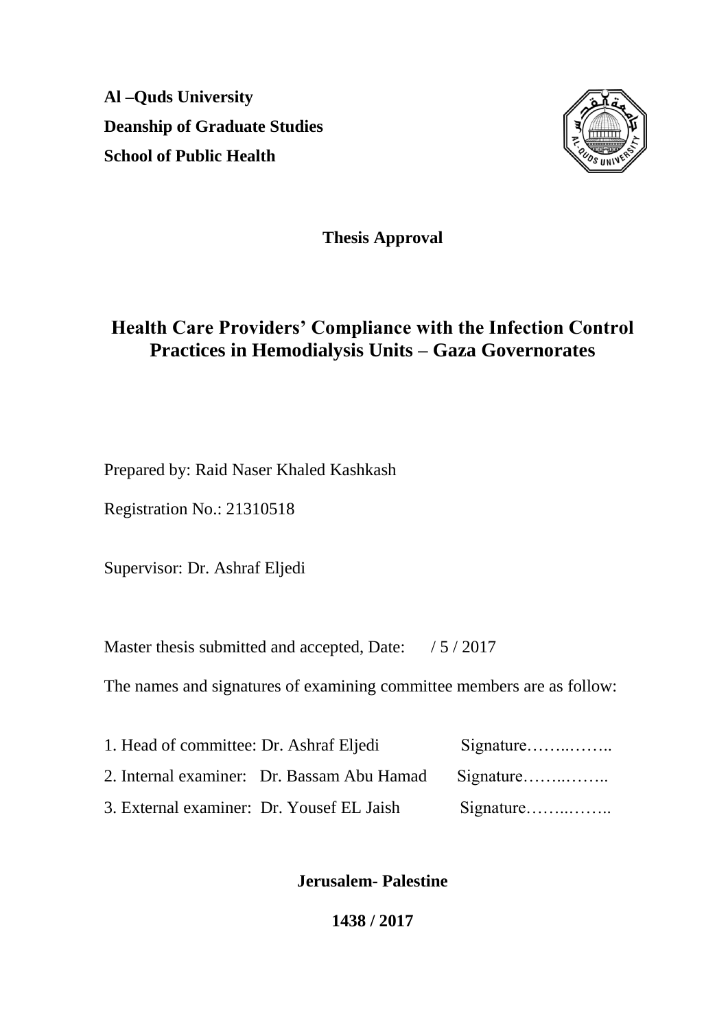**Al –Quds University**

**Deanship of Graduate Studies**

**School of Public Health**

**Thesis Approval**

# Health Care Providers' Compliance with the Infection Control Practices in Hemodialysis Units – Gaza Governorates

Prepared by: Raid Naser Khaled Kashkash

Registration No.: 21310518

Supervisor: Dr. Ashraf Eljedi

Master thesis submitted and accepted, Date: / 5 / 2017

The names and signatures of examining committee members are as follow:

1. Head of committee: Dr. Ashraf Eljedi Signature……..……..
2. Internal examiner: Dr. Bassam Abu Hamad Signature……..……..
3. External examiner: Dr. Yousef EL Jaish Signature……..……..

**Jerusalem- Palestine**

**1438 / 2017**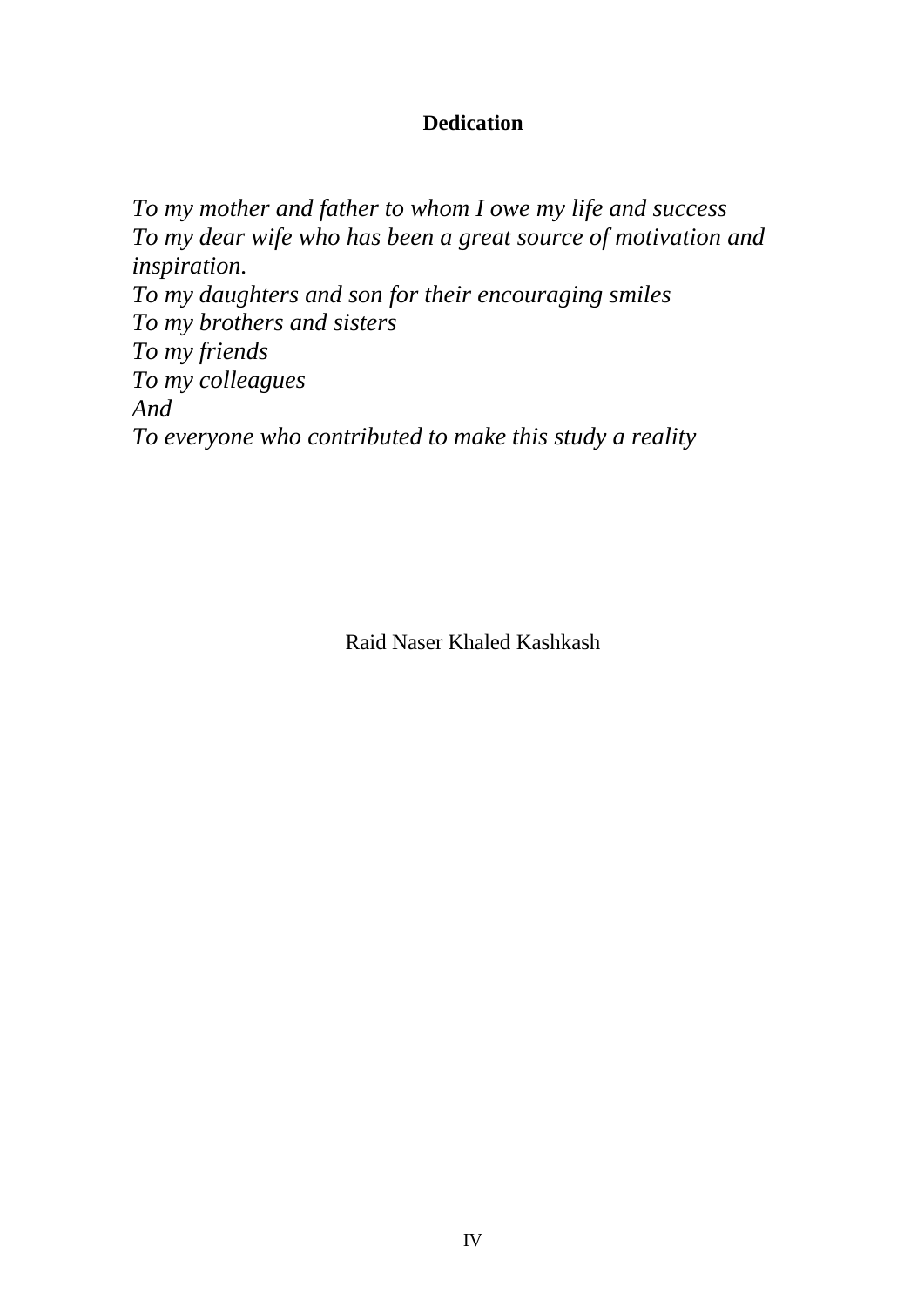**Dedication**

*To my mother and father to whom I owe my life and success*
*To my dear wife who has been a great source of motivation and inspiration.*
*To my daughters and son for their encouraging smiles*
*To my brothers and sisters*
*To my friends*
*To my colleagues*
*And*
*To everyone who contributed to make this study a reality*

Raid Naser Khaled Kashkash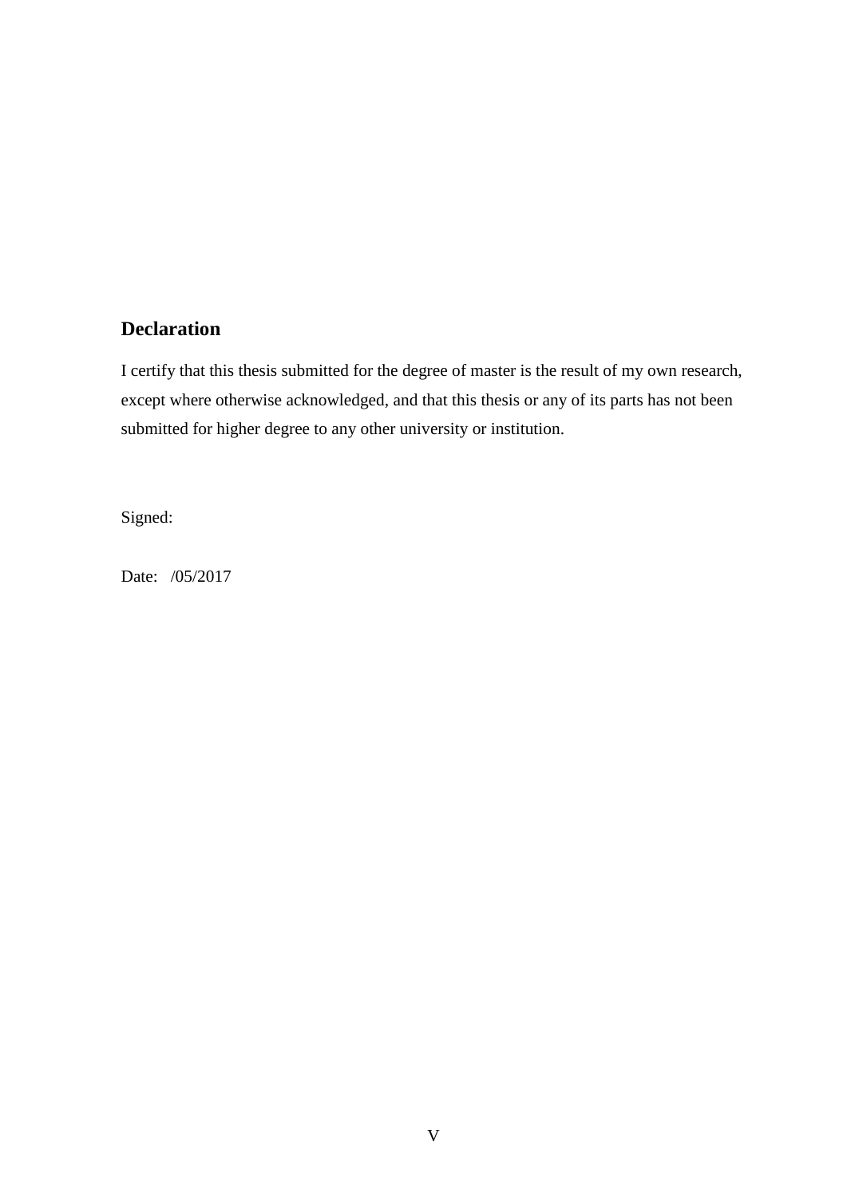## Declaration

I certify that this thesis submitted for the degree of master is the result of my own research, except where otherwise acknowledged, and that this thesis or any of its parts has not been submitted for higher degree to any other university or institution.

Signed:

Date: /05/2017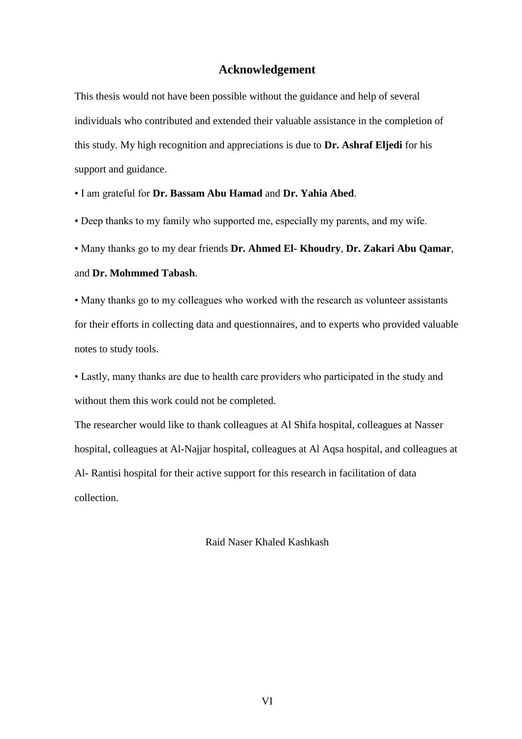## Acknowledgement

This thesis would not have been possible without the guidance and help of several individuals who contributed and extended their valuable assistance in the completion of this study. My high recognition and appreciations is due to **Dr. Ashraf Eljedi** for his support and guidance.

• I am grateful for **Dr. Bassam Abu Hamad** and **Dr. Yahia Abed**.

• Deep thanks to my family who supported me, especially my parents, and my wife.

• Many thanks go to my dear friends **Dr. Ahmed El- Khoudry**, **Dr. Zakari Abu Qamar**, and **Dr. Mohmmed Tabash**.

• Many thanks go to my colleagues who worked with the research as volunteer assistants for their efforts in collecting data and questionnaires, and to experts who provided valuable notes to study tools.

• Lastly, many thanks are due to health care providers who participated in the study and without them this work could not be completed.

The researcher would like to thank colleagues at Al Shifa hospital, colleagues at Nasser hospital, colleagues at Al-Najjar hospital, colleagues at Al Aqsa hospital, and colleagues at Al- Rantisi hospital for their active support for this research in facilitation of data collection.

Raid Naser Khaled Kashkash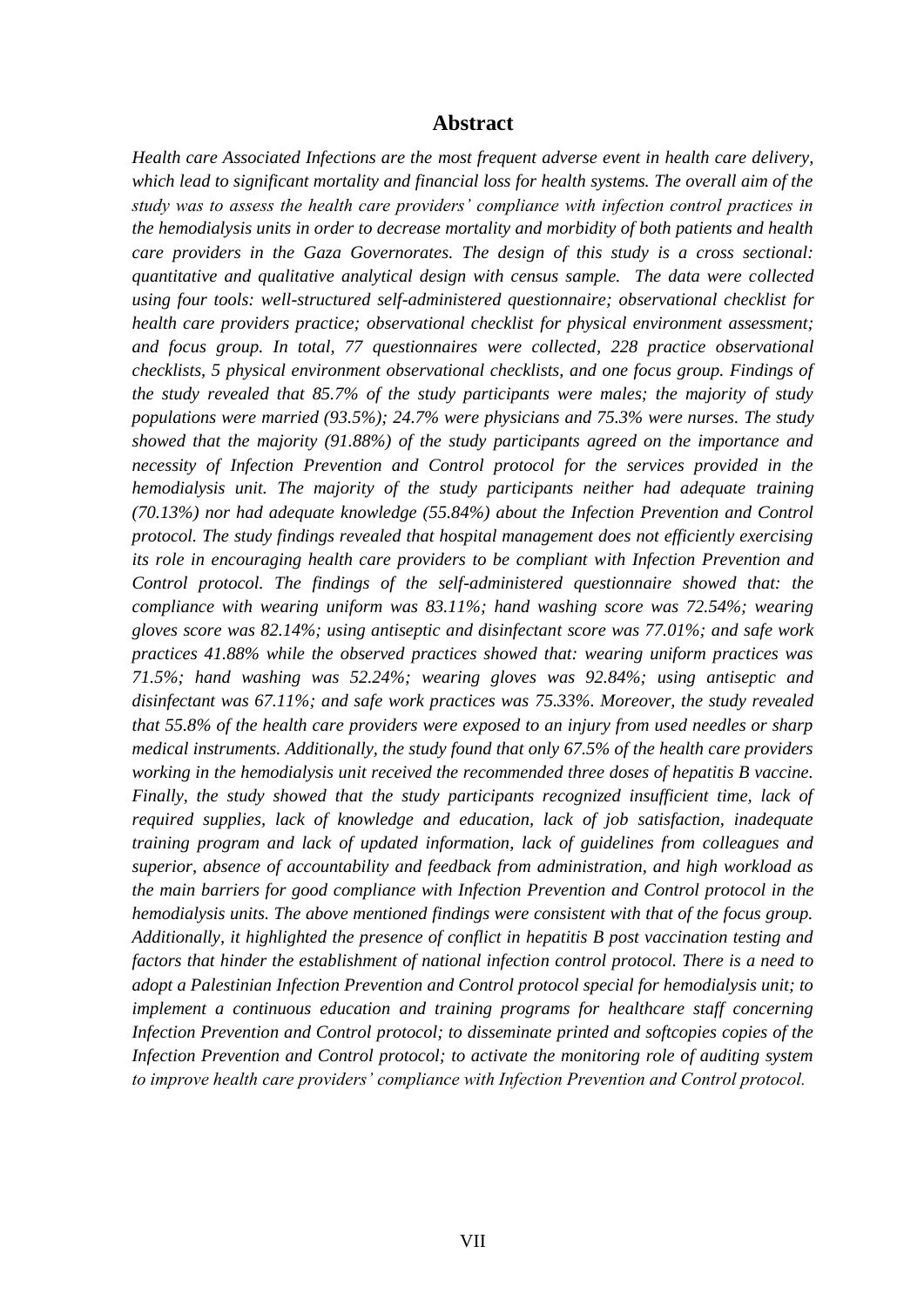# Abstract

*Health care Associated Infections are the most frequent adverse event in health care delivery, which lead to significant mortality and financial loss for health systems. The overall aim of the study was to assess the health care providers' compliance with infection control practices in the hemodialysis units in order to decrease mortality and morbidity of both patients and health care providers in the Gaza Governorates. The design of this study is a cross sectional: quantitative and qualitative analytical design with census sample. The data were collected using four tools: well-structured self-administered questionnaire; observational checklist for health care providers practice; observational checklist for physical environment assessment; and focus group. In total, 77 questionnaires were collected, 228 practice observational checklists, 5 physical environment observational checklists, and one focus group. Findings of the study revealed that 85.7% of the study participants were males; the majority of study populations were married (93.5%); 24.7% were physicians and 75.3% were nurses. The study showed that the majority (91.88%) of the study participants agreed on the importance and necessity of Infection Prevention and Control protocol for the services provided in the hemodialysis unit. The majority of the study participants neither had adequate training (70.13%) nor had adequate knowledge (55.84%) about the Infection Prevention and Control protocol. The study findings revealed that hospital management does not efficiently exercising its role in encouraging health care providers to be compliant with Infection Prevention and Control protocol. The findings of the self-administered questionnaire showed that: the compliance with wearing uniform was 83.11%; hand washing score was 72.54%; wearing gloves score was 82.14%; using antiseptic and disinfectant score was 77.01%; and safe work practices 41.88% while the observed practices showed that: wearing uniform practices was 71.5%; hand washing was 52.24%; wearing gloves was 92.84%; using antiseptic and disinfectant was 67.11%; and safe work practices was 75.33%. Moreover, the study revealed that 55.8% of the health care providers were exposed to an injury from used needles or sharp medical instruments. Additionally, the study found that only 67.5% of the health care providers working in the hemodialysis unit received the recommended three doses of hepatitis B vaccine. Finally, the study showed that the study participants recognized insufficient time, lack of required supplies, lack of knowledge and education, lack of job satisfaction, inadequate training program and lack of updated information, lack of guidelines from colleagues and superior, absence of accountability and feedback from administration, and high workload as the main barriers for good compliance with Infection Prevention and Control protocol in the hemodialysis units. The above mentioned findings were consistent with that of the focus group. Additionally, it highlighted the presence of conflict in hepatitis B post vaccination testing and factors that hinder the establishment of national infection control protocol. There is a need to adopt a Palestinian Infection Prevention and Control protocol special for hemodialysis unit; to implement a continuous education and training programs for healthcare staff concerning Infection Prevention and Control protocol; to disseminate printed and softcopies copies of the Infection Prevention and Control protocol; to activate the monitoring role of auditing system to improve health care providers' compliance with Infection Prevention and Control protocol.*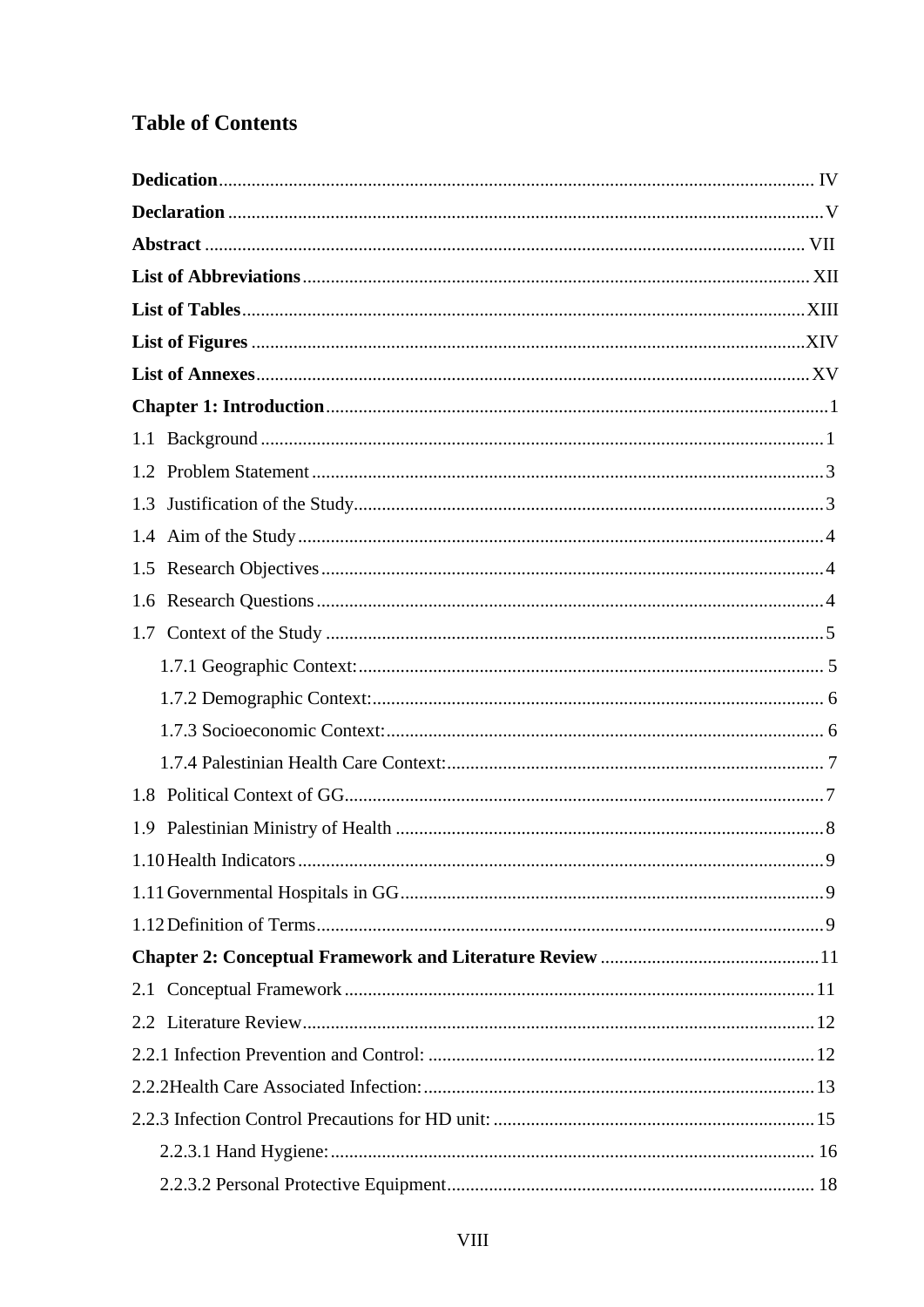# Table of Contents

**Dedication** ........................................................................................................................ IV

**Declaration** ......................................................................................................................... V

**Abstract** ........................................................................................................................... VII

**List of Abbreviations** ...................................................................................................... XII

**List of Tables** ................................................................................................................. XIII

**List of Figures** ................................................................................................................ XIV

**List of Annexes** ............................................................................................................... XV

**Chapter 1: Introduction** .................................................................................................... 1

1.1 Background .................................................................................................................. 1

1.2 Problem Statement ........................................................................................................ 3

1.3 Justification of the Study ............................................................................................... 3

1.4 Aim of the Study ........................................................................................................... 4

1.5 Research Objectives ...................................................................................................... 4

1.6 Research Questions ....................................................................................................... 4

1.7 Context of the Study ..................................................................................................... 5

   1.7.1 Geographic Context: .............................................................................................. 5

   1.7.2 Demographic Context: ........................................................................................... 6

   1.7.3 Socioeconomic Context: ........................................................................................ 6

   1.7.4 Palestinian Health Care Context: ........................................................................... 7

1.8 Political Context of GG ................................................................................................. 7

1.9 Palestinian Ministry of Health ...................................................................................... 8

1.10 Health Indicators .......................................................................................................... 9

1.11 Governmental Hospitals in GG .................................................................................... 9

1.12 Definition of Terms ...................................................................................................... 9

**Chapter 2: Conceptual Framework and Literature Review** ............................................. 11

2.1 Conceptual Framework ............................................................................................... 11

2.2 Literature Review ........................................................................................................ 12

2.2.1 Infection Prevention and Control: ............................................................................. 12

2.2.2Health Care Associated Infection: .............................................................................. 13

2.2.3 Infection Control Precautions for HD unit: ............................................................... 15

   2.2.3.1 Hand Hygiene: .................................................................................................. 16

   2.2.3.2 Personal Protective Equipment ........................................................................... 18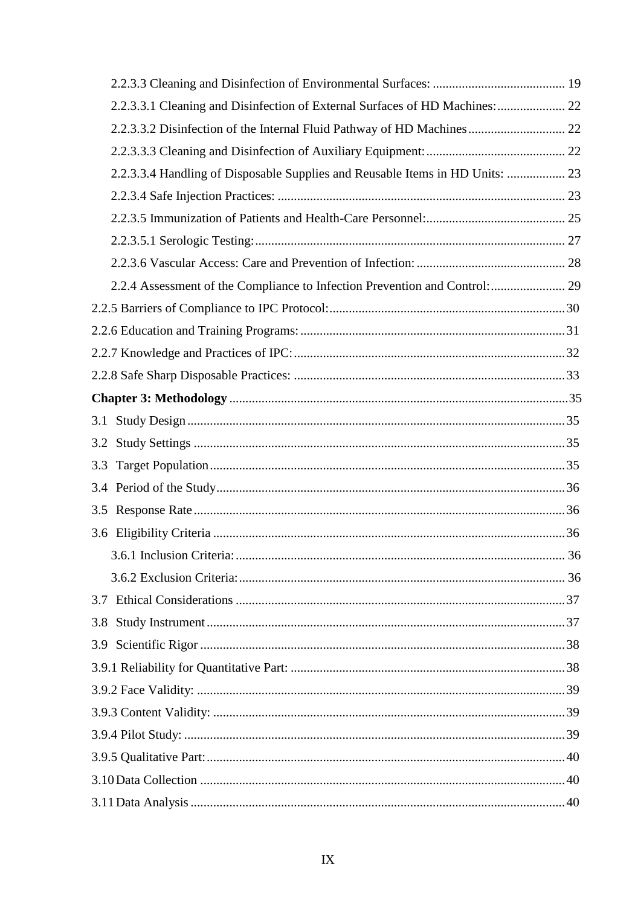2.2.3.3 Cleaning and Disinfection of Environmental Surfaces: ......................................... 19

2.2.3.3.1 Cleaning and Disinfection of External Surfaces of HD Machines:..................... 22

2.2.3.3.2 Disinfection of the Internal Fluid Pathway of HD Machines.............................. 22

2.2.3.3.3 Cleaning and Disinfection of Auxiliary Equipment:........................................... 22

2.2.3.3.4 Handling of Disposable Supplies and Reusable Items in HD Units: .................. 23

2.2.3.4 Safe Injection Practices: ........................................................................................ 23

2.2.3.5 Immunization of Patients and Health-Care Personnel:........................................... 25

2.2.3.5.1 Serologic Testing:................................................................................................ 27

2.2.3.6 Vascular Access: Care and Prevention of Infection:.............................................. 28

2.2.4 Assessment of the Compliance to Infection Prevention and Control:....................... 29

2.2.5 Barriers of Compliance to IPC Protocol:........................................................................ 30

2.2.6 Education and Training Programs:................................................................................. 31

2.2.7 Knowledge and Practices of IPC:................................................................................... 32

2.2.8 Safe Sharp Disposable Practices: ................................................................................... 33

**Chapter 3: Methodology** ....................................................................................................... 35

3.1 Study Design .................................................................................................................... 35

3.2 Study Settings .................................................................................................................. 35

3.3 Target Population ............................................................................................................. 35

3.4 Period of the Study ........................................................................................................... 36

3.5 Response Rate .................................................................................................................. 36

3.6 Eligibility Criteria ............................................................................................................ 36

3.6.1 Inclusion Criteria:...................................................................................................... 36

3.6.2 Exclusion Criteria:..................................................................................................... 36

3.7 Ethical Considerations ..................................................................................................... 37

3.8 Study Instrument .............................................................................................................. 37

3.9 Scientific Rigor ................................................................................................................ 38

3.9.1 Reliability for Quantitative Part: .................................................................................... 38

3.9.2 Face Validity: ................................................................................................................. 39

3.9.3 Content Validity: ............................................................................................................ 39

3.9.4 Pilot Study: ..................................................................................................................... 39

3.9.5 Qualitative Part:.............................................................................................................. 40

3.10 Data Collection ............................................................................................................... 40

3.11 Data Analysis .................................................................................................................. 40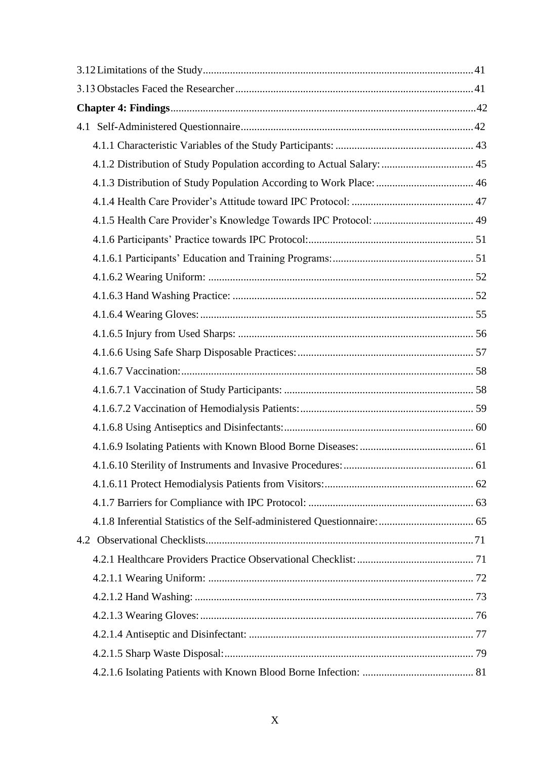3.12 Limitations of the Study ... 41

3.13 Obstacles Faced the Researcher ... 41

**Chapter 4: Findings** ... 42

4.1 Self-Administered Questionnaire ... 42

- 4.1.1 Characteristic Variables of the Study Participants: ... 43
- 4.1.2 Distribution of Study Population according to Actual Salary: ... 45
- 4.1.3 Distribution of Study Population According to Work Place: ... 46
- 4.1.4 Health Care Provider's Attitude toward IPC Protocol: ... 47
- 4.1.5 Health Care Provider's Knowledge Towards IPC Protocol: ... 49
- 4.1.6 Participants' Practice towards IPC Protocol: ... 51
- 4.1.6.1 Participants' Education and Training Programs: ... 51
- 4.1.6.2 Wearing Uniform: ... 52
- 4.1.6.3 Hand Washing Practice: ... 52
- 4.1.6.4 Wearing Gloves: ... 55
- 4.1.6.5 Injury from Used Sharps: ... 56
- 4.1.6.6 Using Safe Sharp Disposable Practices: ... 57
- 4.1.6.7 Vaccination: ... 58
- 4.1.6.7.1 Vaccination of Study Participants: ... 58
- 4.1.6.7.2 Vaccination of Hemodialysis Patients: ... 59
- 4.1.6.8 Using Antiseptics and Disinfectants: ... 60
- 4.1.6.9 Isolating Patients with Known Blood Borne Diseases: ... 61
- 4.1.6.10 Sterility of Instruments and Invasive Procedures: ... 61
- 4.1.6.11 Protect Hemodialysis Patients from Visitors: ... 62
- 4.1.7 Barriers for Compliance with IPC Protocol: ... 63
- 4.1.8 Inferential Statistics of the Self-administered Questionnaire: ... 65

4.2 Observational Checklists ... 71

- 4.2.1 Healthcare Providers Practice Observational Checklist: ... 71
- 4.2.1.1 Wearing Uniform: ... 72
- 4.2.1.2 Hand Washing: ... 73
- 4.2.1.3 Wearing Gloves: ... 76
- 4.2.1.4 Antiseptic and Disinfectant: ... 77
- 4.2.1.5 Sharp Waste Disposal: ... 79
- 4.2.1.6 Isolating Patients with Known Blood Borne Infection: ... 81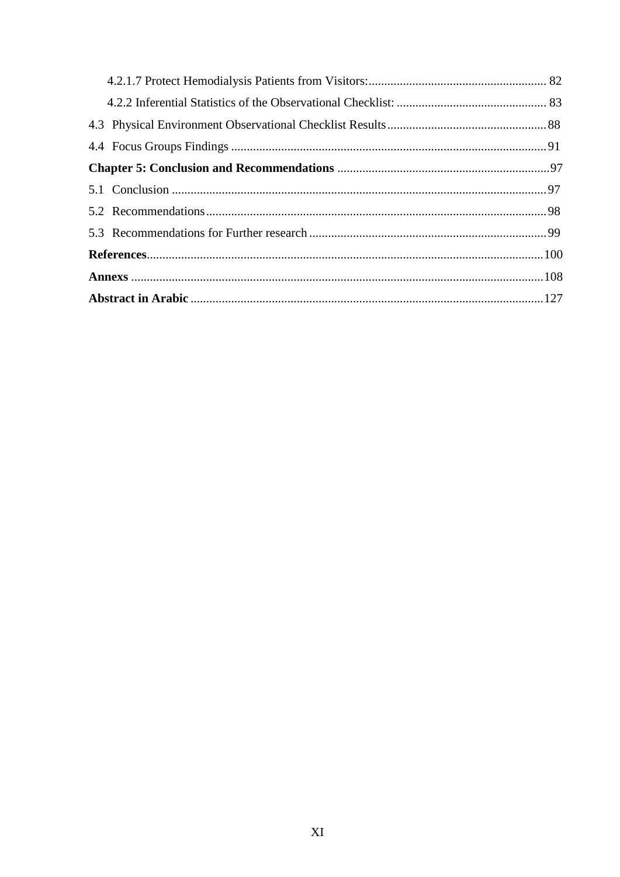4.2.1.7 Protect Hemodialysis Patients from Visitors: 82

4.2.2 Inferential Statistics of the Observational Checklist: 83

4.3 Physical Environment Observational Checklist Results 88

4.4 Focus Groups Findings 91

**Chapter 5: Conclusion and Recommendations** 97

5.1 Conclusion 97

5.2 Recommendations 98

5.3 Recommendations for Further research 99

**References** 100

**Annexs** 108

**Abstract in Arabic** 127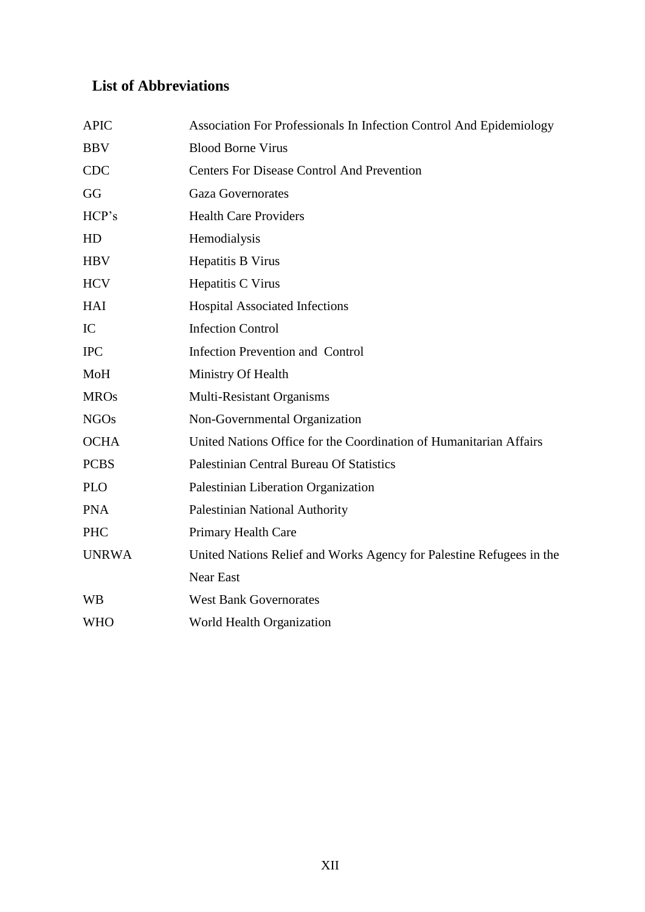## List of Abbreviations

| | |
|---|---|
| APIC | Association For Professionals In Infection Control And Epidemiology |
| BBV | Blood Borne Virus |
| CDC | Centers For Disease Control And Prevention |
| GG | Gaza Governorates |
| HCP's | Health Care Providers |
| HD | Hemodialysis |
| HBV | Hepatitis B Virus |
| HCV | Hepatitis C Virus |
| HAI | Hospital Associated Infections |
| IC | Infection Control |
| IPC | Infection Prevention and Control |
| MoH | Ministry Of Health |
| MROs | Multi-Resistant Organisms |
| NGOs | Non-Governmental Organization |
| OCHA | United Nations Office for the Coordination of Humanitarian Affairs |
| PCBS | Palestinian Central Bureau Of Statistics |
| PLO | Palestinian Liberation Organization |
| PNA | Palestinian National Authority |
| PHC | Primary Health Care |
| UNRWA | United Nations Relief and Works Agency for Palestine Refugees in the Near East |
| WB | West Bank Governorates |
| WHO | World Health Organization |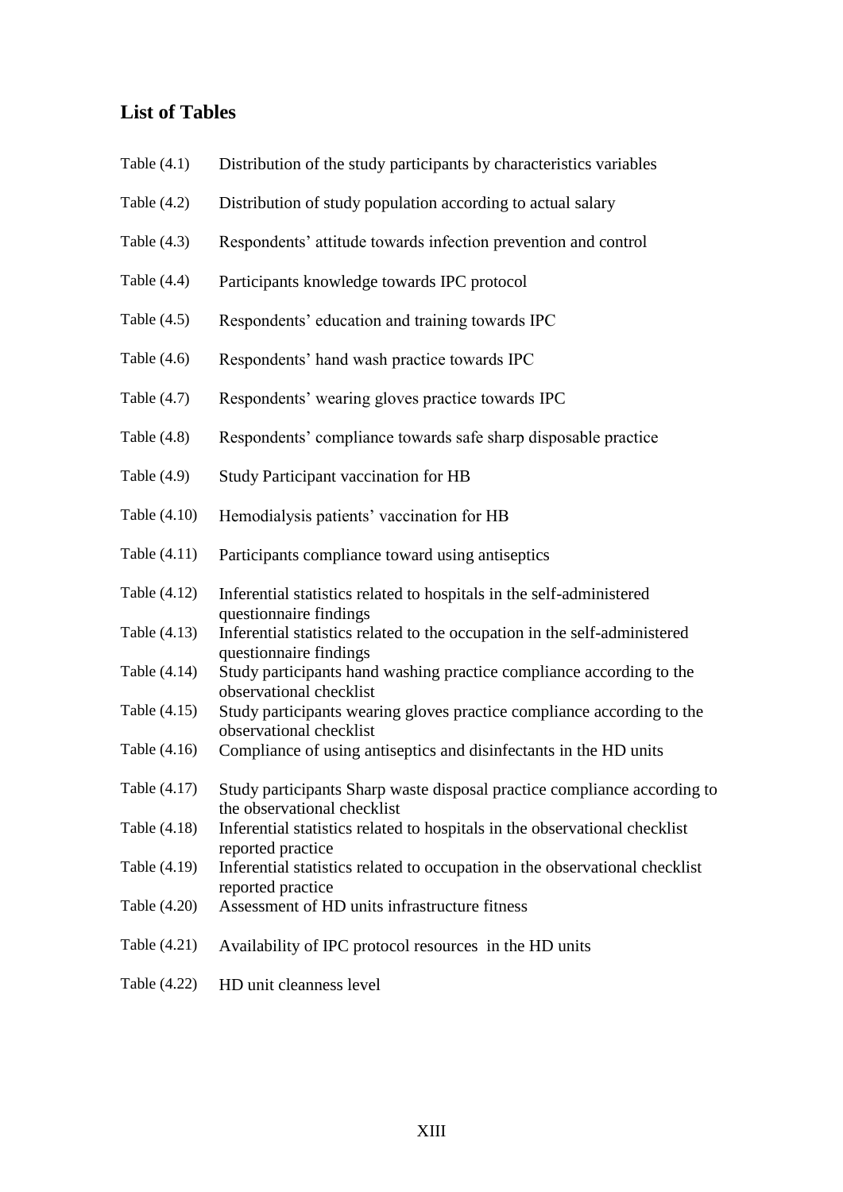## List of Tables

| | |
|---|---|
| Table (4.1) | Distribution of the study participants by characteristics variables |
| Table (4.2) | Distribution of study population according to actual salary |
| Table (4.3) | Respondents' attitude towards infection prevention and control |
| Table (4.4) | Participants knowledge towards IPC protocol |
| Table (4.5) | Respondents' education and training towards IPC |
| Table (4.6) | Respondents' hand wash practice towards IPC |
| Table (4.7) | Respondents' wearing gloves practice towards IPC |
| Table (4.8) | Respondents' compliance towards safe sharp disposable practice |
| Table (4.9) | Study Participant vaccination for HB |
| Table (4.10) | Hemodialysis patients' vaccination for HB |
| Table (4.11) | Participants compliance toward using antiseptics |
| Table (4.12) | Inferential statistics related to hospitals in the self-administered questionnaire findings |
| Table (4.13) | Inferential statistics related to the occupation in the self-administered questionnaire findings |
| Table (4.14) | Study participants hand washing practice compliance according to the observational checklist |
| Table (4.15) | Study participants wearing gloves practice compliance according to the observational checklist |
| Table (4.16) | Compliance of using antiseptics and disinfectants in the HD units |
| Table (4.17) | Study participants Sharp waste disposal practice compliance according to the observational checklist |
| Table (4.18) | Inferential statistics related to hospitals in the observational checklist reported practice |
| Table (4.19) | Inferential statistics related to occupation in the observational checklist reported practice |
| Table (4.20) | Assessment of HD units infrastructure fitness |
| Table (4.21) | Availability of IPC protocol resources in the HD units |
| Table (4.22) | HD unit cleanness level |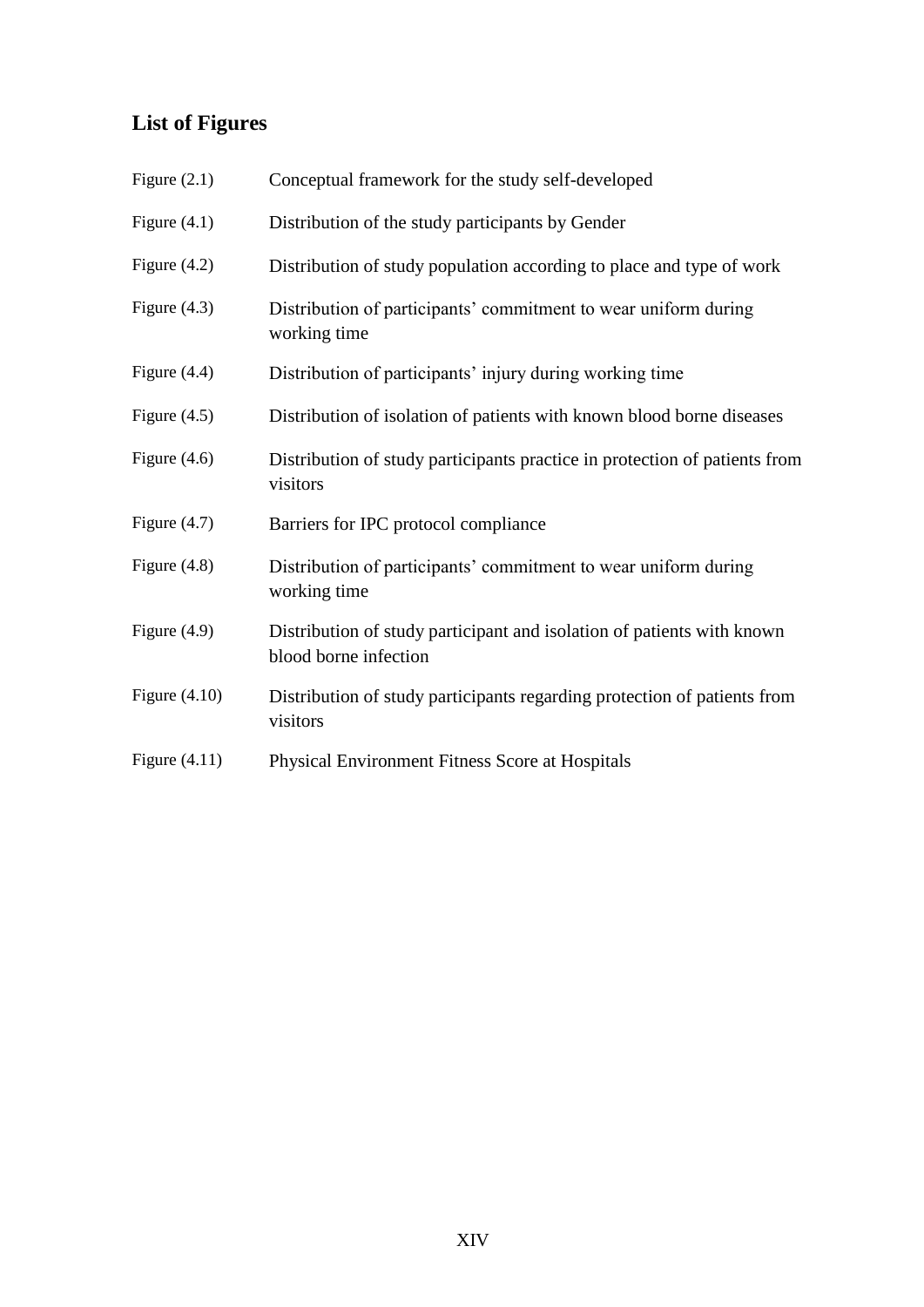## List of Figures

| | |
|---|---|
| Figure (2.1) | Conceptual framework for the study self-developed |
| Figure (4.1) | Distribution of the study participants by Gender |
| Figure (4.2) | Distribution of study population according to place and type of work |
| Figure (4.3) | Distribution of participants' commitment to wear uniform during working time |
| Figure (4.4) | Distribution of participants' injury during working time |
| Figure (4.5) | Distribution of isolation of patients with known blood borne diseases |
| Figure (4.6) | Distribution of study participants practice in protection of patients from visitors |
| Figure (4.7) | Barriers for IPC protocol compliance |
| Figure (4.8) | Distribution of participants' commitment to wear uniform during working time |
| Figure (4.9) | Distribution of study participant and isolation of patients with known blood borne infection |
| Figure (4.10) | Distribution of study participants regarding protection of patients from visitors |
| Figure (4.11) | Physical Environment Fitness Score at Hospitals |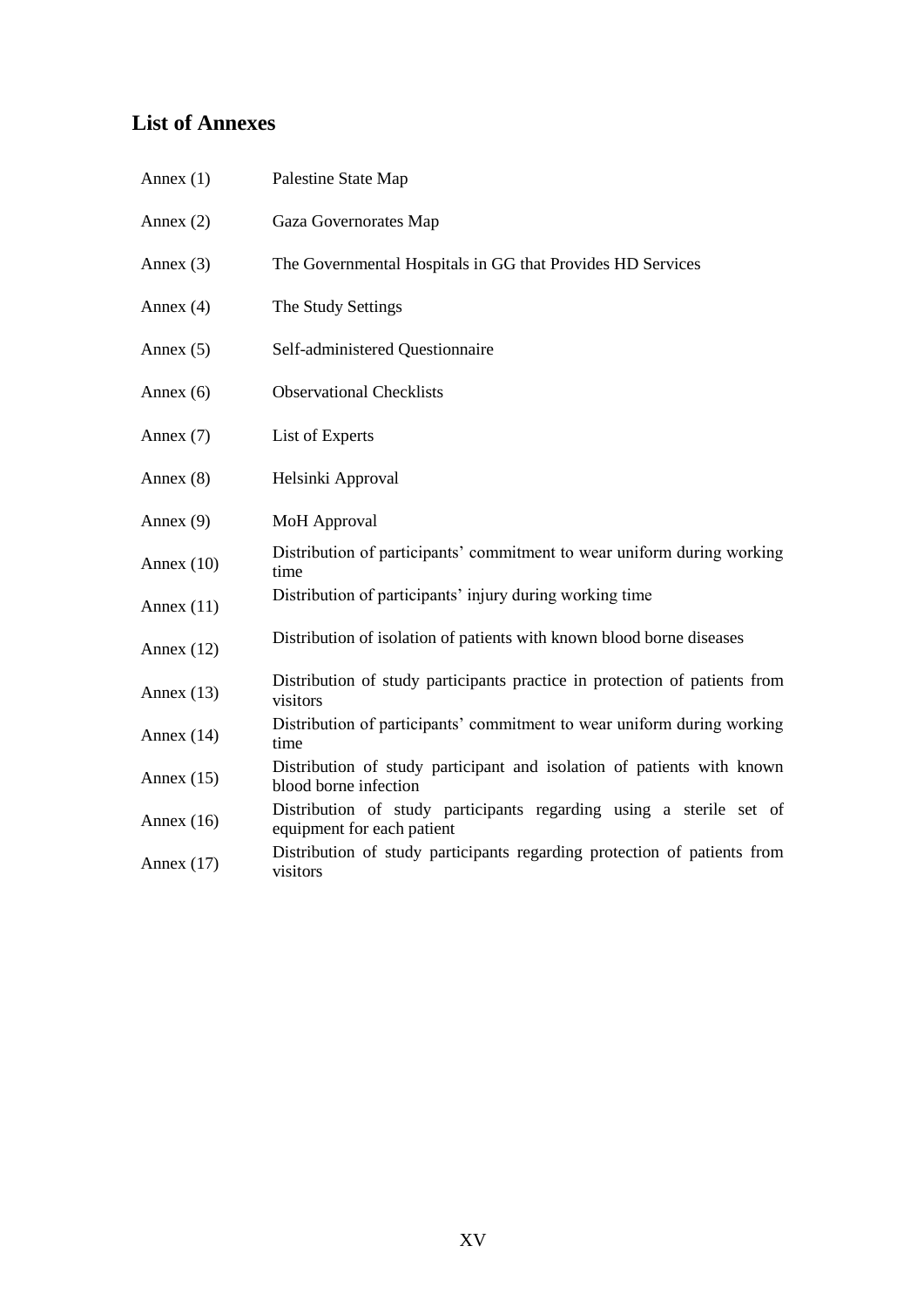## List of Annexes

| | |
|---|---|
| Annex (1) | Palestine State Map |
| Annex (2) | Gaza Governorates Map |
| Annex (3) | The Governmental Hospitals in GG that Provides HD Services |
| Annex (4) | The Study Settings |
| Annex (5) | Self-administered Questionnaire |
| Annex (6) | Observational Checklists |
| Annex (7) | List of Experts |
| Annex (8) | Helsinki Approval |
| Annex (9) | MoH Approval |
| Annex (10) | Distribution of participants' commitment to wear uniform during working time |
| Annex (11) | Distribution of participants' injury during working time |
| Annex (12) | Distribution of isolation of patients with known blood borne diseases |
| Annex (13) | Distribution of study participants practice in protection of patients from visitors |
| Annex (14) | Distribution of participants' commitment to wear uniform during working time |
| Annex (15) | Distribution of study participant and isolation of patients with known blood borne infection |
| Annex (16) | Distribution of study participants regarding using a sterile set of equipment for each patient |
| Annex (17) | Distribution of study participants regarding protection of patients from visitors |